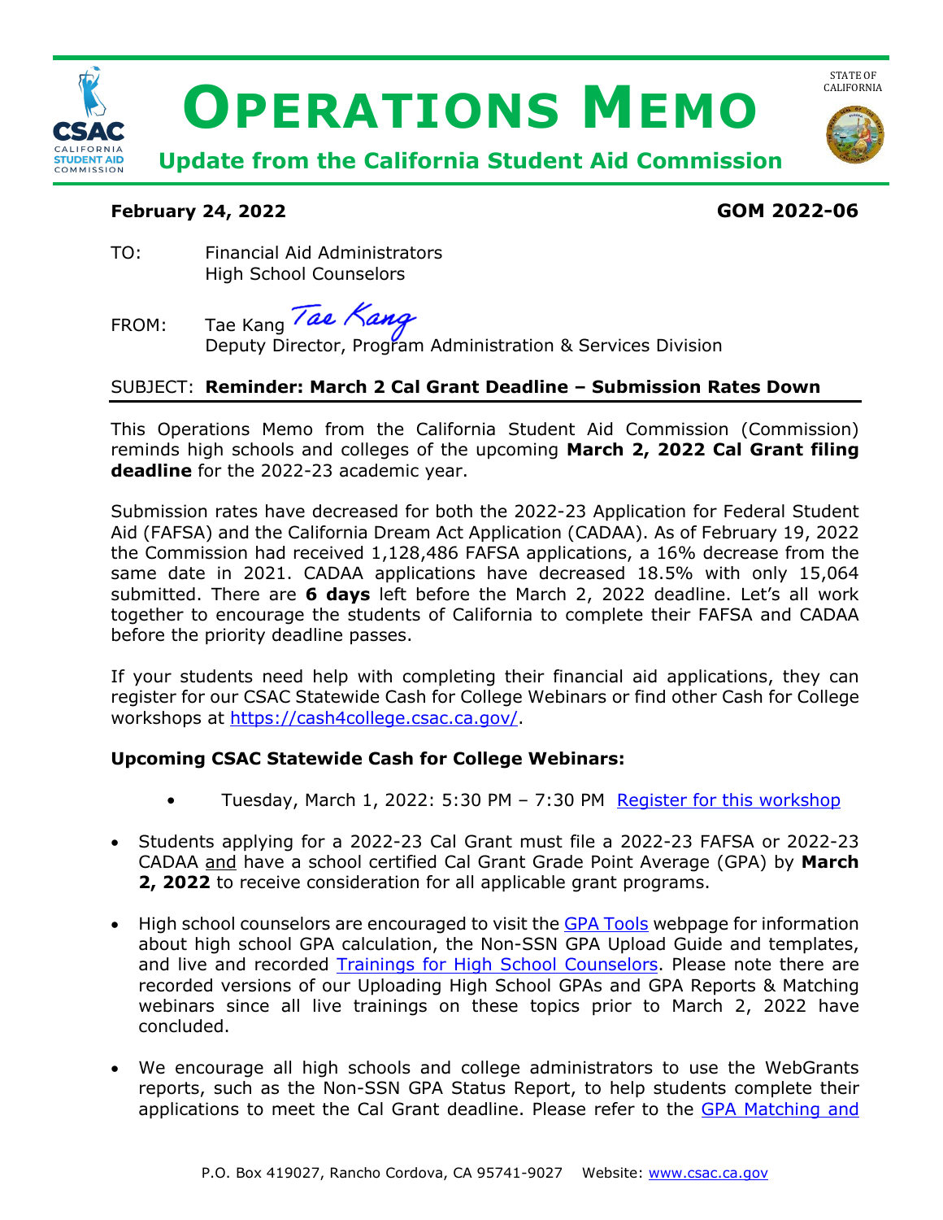# OPERATIONS MEMO

## Update from the California Student Aid Commission

**February 24, 2022** **GOM 2022-06**

TO: Financial Aid Administrators
High School Counselors

FROM: Tae Kang
Deputy Director, Program Administration & Services Division

SUBJECT: **Reminder: March 2 Cal Grant Deadline – Submission Rates Down**

This Operations Memo from the California Student Aid Commission (Commission) reminds high schools and colleges of the upcoming **March 2, 2022 Cal Grant filing deadline** for the 2022-23 academic year.

Submission rates have decreased for both the 2022-23 Application for Federal Student Aid (FAFSA) and the California Dream Act Application (CADAA). As of February 19, 2022 the Commission had received 1,128,486 FAFSA applications, a 16% decrease from the same date in 2021. CADAA applications have decreased 18.5% with only 15,064 submitted. There are **6 days** left before the March 2, 2022 deadline. Let's all work together to encourage the students of California to complete their FAFSA and CADAA before the priority deadline passes.

If your students need help with completing their financial aid applications, they can register for our CSAC Statewide Cash for College Webinars or find other Cash for College workshops at https://cash4college.csac.ca.gov/.

**Upcoming CSAC Statewide Cash for College Webinars:**

- Tuesday, March 1, 2022: 5:30 PM – 7:30 PM Register for this workshop

- Students applying for a 2022-23 Cal Grant must file a 2022-23 FAFSA or 2022-23 CADAA and have a school certified Cal Grant Grade Point Average (GPA) by **March 2, 2022** to receive consideration for all applicable grant programs.

- High school counselors are encouraged to visit the GPA Tools webpage for information about high school GPA calculation, the Non-SSN GPA Upload Guide and templates, and live and recorded Trainings for High School Counselors. Please note there are recorded versions of our Uploading High School GPAs and GPA Reports & Matching webinars since all live trainings on these topics prior to March 2, 2022 have concluded.

- We encourage all high schools and college administrators to use the WebGrants reports, such as the Non-SSN GPA Status Report, to help students complete their applications to meet the Cal Grant deadline. Please refer to the GPA Matching and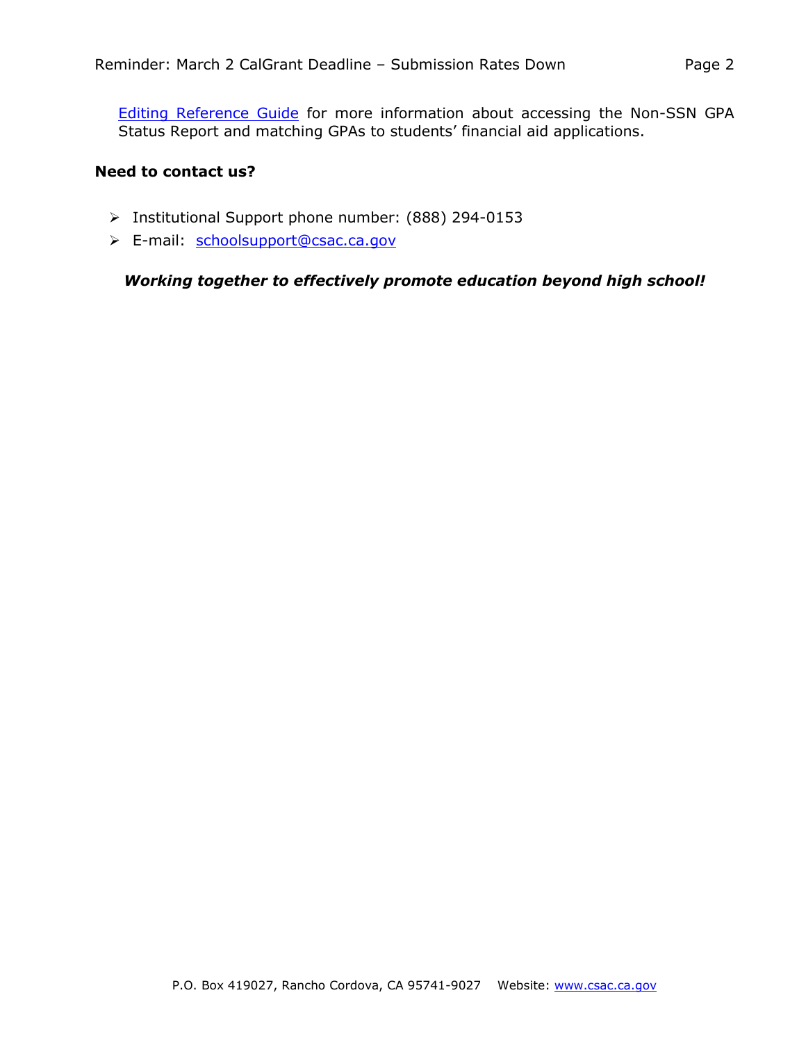Editing Reference Guide for more information about accessing the Non-SSN GPA Status Report and matching GPAs to students' financial aid applications.

**Need to contact us?**

- Institutional Support phone number: (888) 294-0153
- E-mail: schoolsupport@csac.ca.gov

***Working together to effectively promote education beyond high school!***

P.O. Box 419027, Rancho Cordova, CA 95741-9027 Website: www.csac.ca.gov